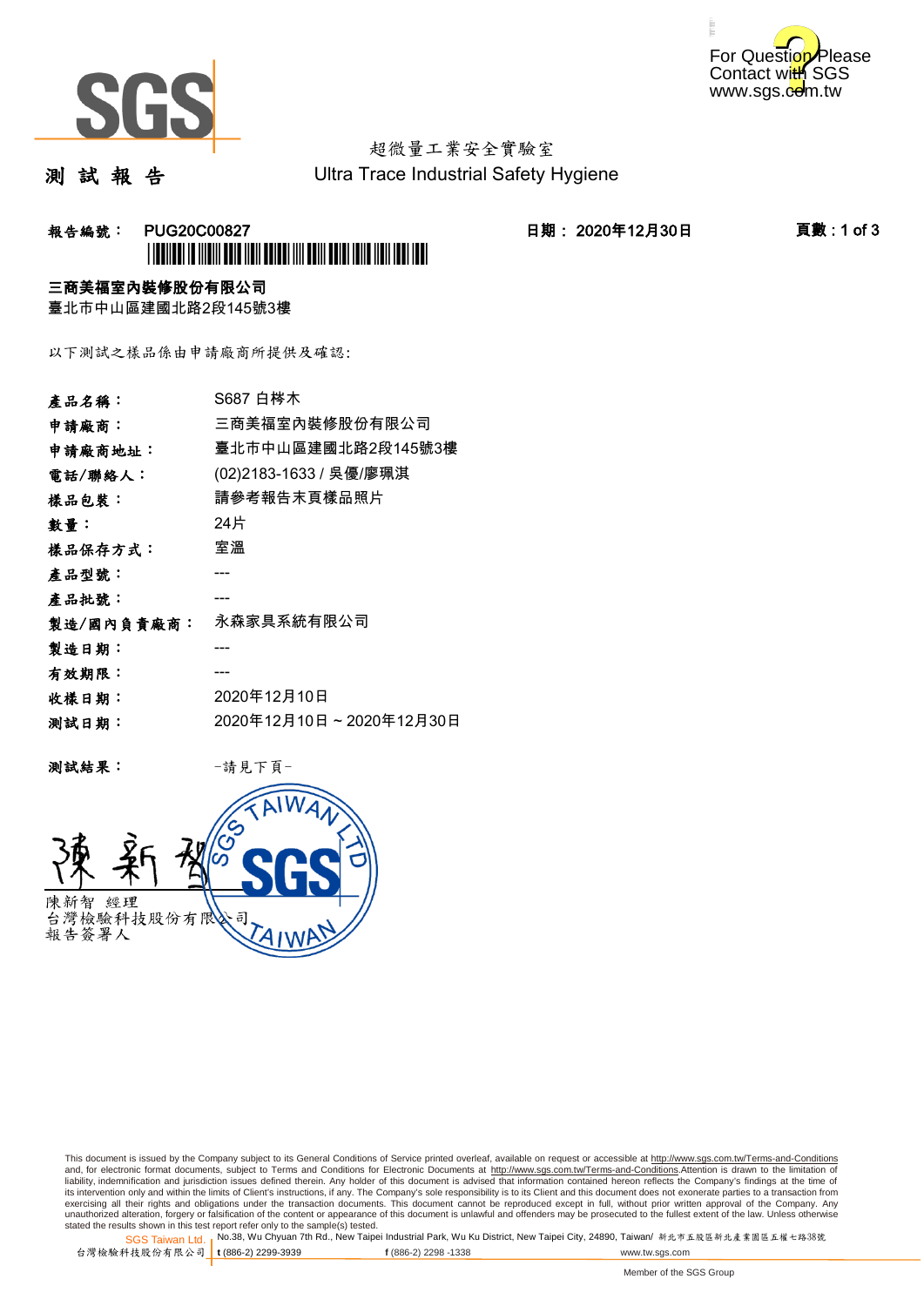超微量工業安全實驗室
Ultra Trace Industrial Safety Hygiene

# 測 試 報 告

**報告編號： PUG20C00827**　　　**日期： 2020年12月30日**

**三商美福室內裝修股份有限公司**
臺北市中山區建國北路2段145號3樓

以下測試之樣品係由申請廠商所提供及確認:

| | |
|---|---|
| **產品名稱：** | S687 白梣木 |
| **申請廠商：** | 三商美福室內裝修股份有限公司 |
| **申請廠商地址：** | 臺北市中山區建國北路2段145號3樓 |
| **電話/聯絡人：** | (02)2183-1633 / 吳優/廖珮淇 |
| **樣品包裝：** | 請參考報告末頁樣品照片 |
| **數量：** | 24片 |
| **樣品保存方式：** | 室溫 |
| **產品型號：** | --- |
| **產品批號：** | --- |
| **製造/國內負責廠商：** | 永森家具系統有限公司 |
| **製造日期：** | --- |
| **有效期限：** | --- |
| **收樣日期：** | 2020年12月10日 |
| **測試日期：** | 2020年12月10日 ~ 2020年12月30日 |

**測試結果：** -請見下頁-

陳新智 經理
台灣檢驗科技股份有限公司
報告簽署人

This document is issued by the Company subject to its General Conditions of Service printed overleaf, available on request or accessible at http://www.sgs.com.tw/Terms-and-Conditions and, for electronic format documents, subject to Terms and Conditions for Electronic Documents at http://www.sgs.com.tw/Terms-and-Conditions.Attention is drawn to the limitation of liability, indemnification and jurisdiction issues defined therein. Any holder of this document is advised that information contained hereon reflects the Company's findings at the time of its intervention only and within the limits of Client's instructions, if any. The Company's sole responsibility is to its Client and this document does not exonerate parties to a transaction from exercising all their rights and obligations under the transaction documents. This document cannot be reproduced except in full, without prior written approval of the Company. Any unauthorized alteration, forgery or falsification of the content or appearance of this document is unlawful and offenders may be prosecuted to the fullest extent of the law. Unless otherwise stated the results shown in this test report refer only to the sample(s) tested.

SGS Taiwan Ltd. 台灣檢驗科技股份有限公司 | No.38, Wu Chyuan 7th Rd., New Taipei Industrial Park, Wu Ku District, New Taipei City, 24890, Taiwan/ 新北市五股區新北產業園區五權七路38號 | t (886-2) 2299-3939 f (886-2) 2298 -1338 www.tw.sgs.com

Member of the SGS Group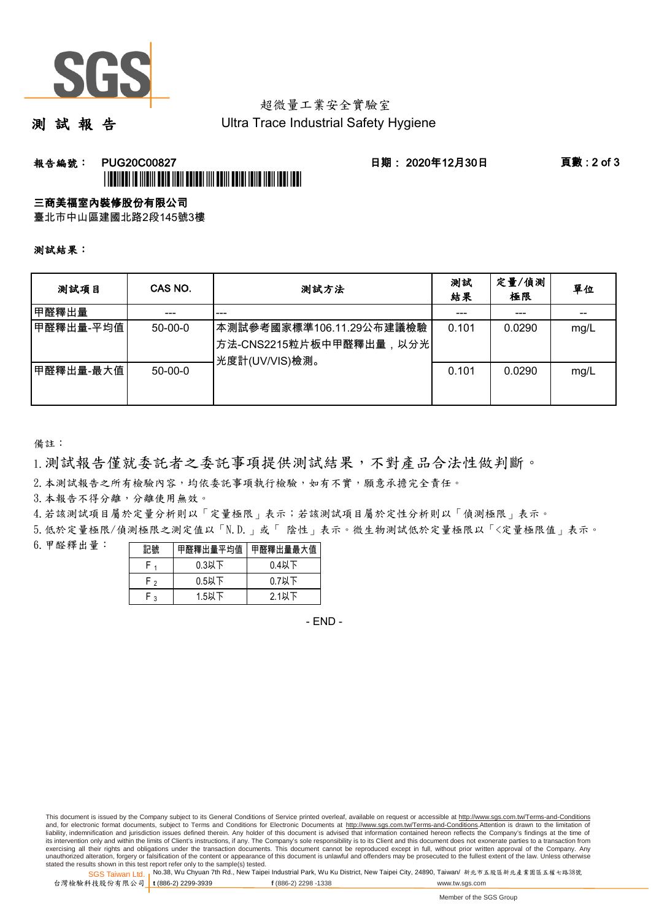超微量工業安全實驗室

**測 試 報 告**

Ultra Trace Industrial Safety Hygiene

**報告編號： PUG20C00827**　　**日期： 2020年12月30日**

**三商美福室內裝修股份有限公司**

臺北市中山區建國北路2段145號3樓

**測試結果：**

| 測試項目 | CAS NO. | 測試方法 | 測試結果 | 定量/偵測極限 | 單位 |
|---|---|---|---|---|---|
| 甲醛釋出量 | --- | --- | --- | --- | -- |
| 甲醛釋出量-平均值 | 50-00-0 | 本測試參考國家標準106.11.29公布建議檢驗方法-CNS2215粒片板中甲醛釋出量，以分光光度計(UV/VIS)檢測。 | 0.101 | 0.0290 | mg/L |
| 甲醛釋出量-最大值 | 50-00-0 | | 0.101 | 0.0290 | mg/L |

備註：

1. 測試報告僅就委託者之委託事項提供測試結果，不對產品合法性做判斷。
2. 本測試報告之所有檢驗內容，均依委託事項執行檢驗，如有不實，願意承擔完全責任。
3. 本報告不得分離，分離使用無效。
4. 若該測試項目屬於定量分析則以「定量極限」表示；若該測試項目屬於定性分析則以「偵測極限」表示。
5. 低於定量極限/偵測極限之測定值以「N.D.」或「 陰性」表示。微生物測試低於定量極限以「<定量極限值」表示。
6. 甲醛釋出量：

| 記號 | 甲醛釋出量平均值 | 甲醛釋出量最大值 |
|---|---|---|
| $F_1$ | 0.3以下 | 0.4以下 |
| $F_2$ | 0.5以下 | 0.7以下 |
| $F_3$ | 1.5以下 | 2.1以下 |

- END -

This document is issued by the Company subject to its General Conditions of Service printed overleaf, available on request or accessible at http://www.sgs.com.tw/Terms-and-Conditions and, for electronic format documents, subject to Terms and Conditions for Electronic Documents at http://www.sgs.com.tw/Terms-and-Conditions.Attention is drawn to the limitation of liability, indemnification and jurisdiction issues defined therein. Any holder of this document is advised that information contained hereon reflects the Company's findings at the time of its intervention only and within the limits of Client's instructions, if any. The Company's sole responsibility is to its Client and this document does not exonerate parties to a transaction from exercising all their rights and obligations under the transaction documents. This document cannot be reproduced except in full, without prior written approval of the Company. Any unauthorized alteration, forgery or falsification of the content or appearance of this document is unlawful and offenders may be prosecuted to the fullest extent of the law. Unless otherwise stated the results shown in this test report refer only to the sample(s) tested.

SGS Taiwan Ltd. 台灣檢驗科技股份有限公司 | No.38, Wu Chyuan 7th Rd., New Taipei Industrial Park, Wu Ku District, New Taipei City, 24890, Taiwan/ 新北市五股區新北產業園區五權七路38號 | t (886-2) 2299-3939 f (886-2) 2298 -1338 www.tw.sgs.com

Member of the SGS Group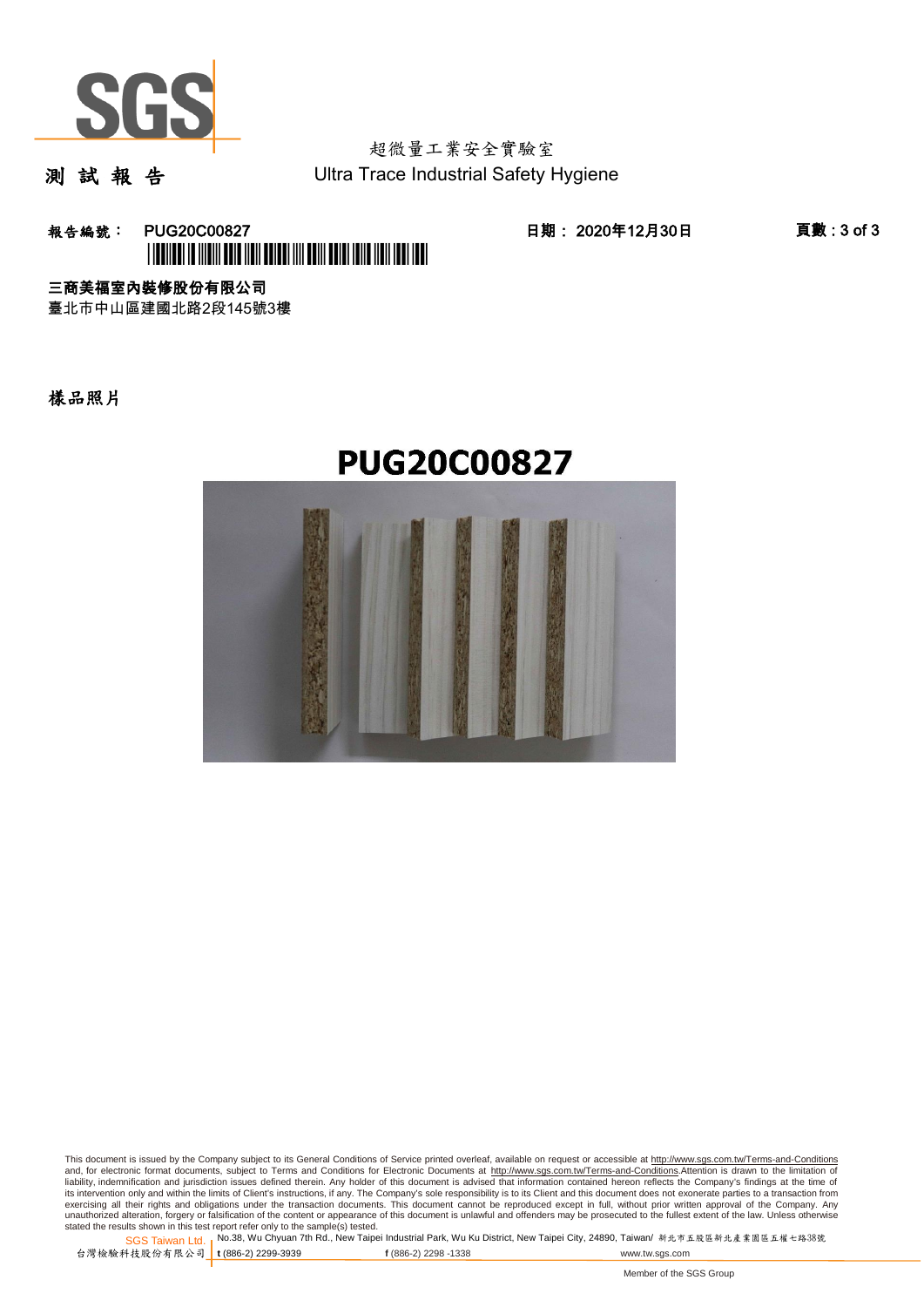超微量工業安全實驗室

# 測 試 報 告

Ultra Trace Industrial Safety Hygiene

報告編號： PUG20C00827　　日期： 2020年12月30日

**三商美福室內裝修股份有限公司**

臺北市中山區建國北路2段145號3樓

## 樣品照片

**PUG20C00827**

This document is issued by the Company subject to its General Conditions of Service printed overleaf, available on request or accessible at http://www.sgs.com.tw/Terms-and-Conditions and, for electronic format documents, subject to Terms and Conditions for Electronic Documents at http://www.sgs.com.tw/Terms-and-Conditions.Attention is drawn to the limitation of liability, indemnification and jurisdiction issues defined therein. Any holder of this document is advised that information contained hereon reflects the Company's findings at the time of its intervention only and within the limits of Client's instructions, if any. The Company's sole responsibility is to its Client and this document does not exonerate parties to a transaction from exercising all their rights and obligations under the transaction documents. This document cannot be reproduced except in full, without prior written approval of the Company. Any unauthorized alteration, forgery or falsification of the content or appearance of this document is unlawful and offenders may be prosecuted to the fullest extent of the law. Unless otherwise stated the results shown in this test report refer only to the sample(s) tested.

SGS Taiwan Ltd. 台灣檢驗科技股份有限公司 | No.38, Wu Chyuan 7th Rd., New Taipei Industrial Park, Wu Ku District, New Taipei City, 24890, Taiwan/ 新北市五股區新北產業園區五權七路38號 | t (886-2) 2299-3939 f (886-2) 2298 -1338 www.tw.sgs.com

Member of the SGS Group